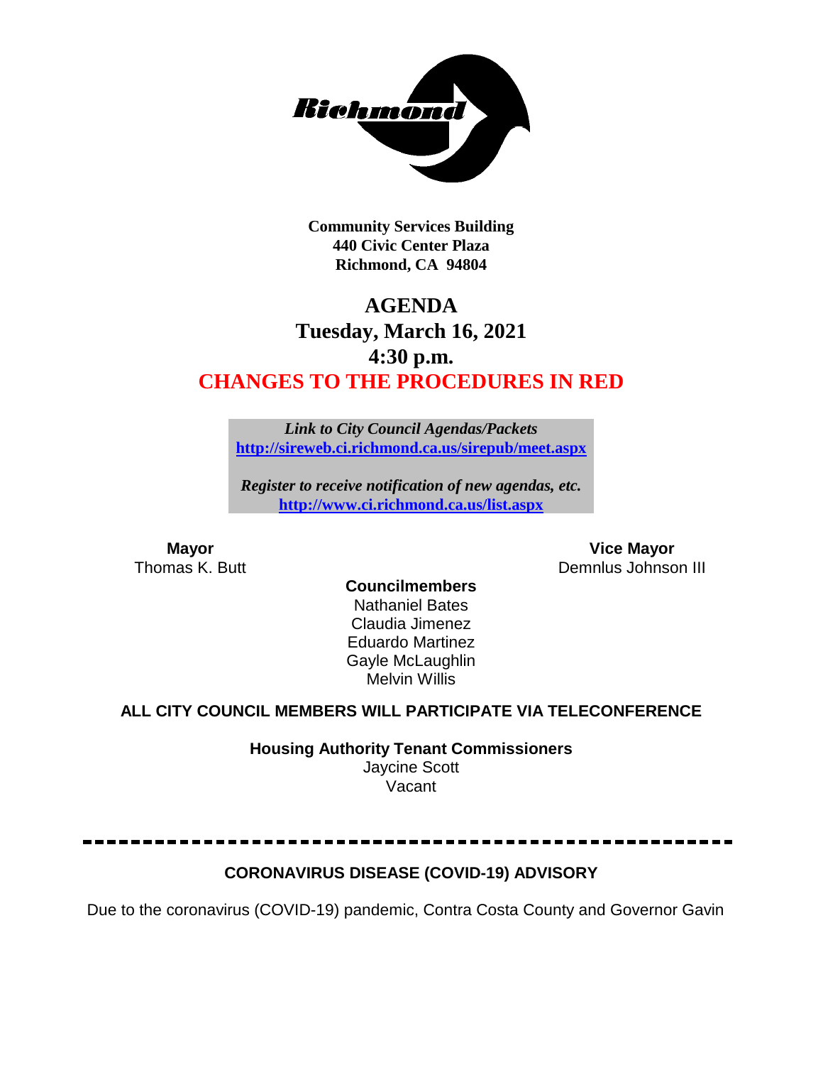**Community Services Building**
**440 Civic Center Plaza**
**Richmond, CA 94804**

# AGENDA
## Tuesday, March 16, 2021
## 4:30 p.m.
## CHANGES TO THE PROCEDURES IN RED

***Link to City Council Agendas/Packets***
**http://sireweb.ci.richmond.ca.us/sirepub/meet.aspx**

***Register to receive notification of new agendas, etc.***
**http://www.ci.richmond.ca.us/list.aspx**

**Mayor**
Thomas K. Butt

**Vice Mayor**
Demnlus Johnson III

**Councilmembers**
Nathaniel Bates
Claudia Jimenez
Eduardo Martinez
Gayle McLaughlin
Melvin Willis

**ALL CITY COUNCIL MEMBERS WILL PARTICIPATE VIA TELECONFERENCE**

**Housing Authority Tenant Commissioners**
Jaycine Scott
Vacant

---

**CORONAVIRUS DISEASE (COVID-19) ADVISORY**

Due to the coronavirus (COVID-19) pandemic, Contra Costa County and Governor Gavin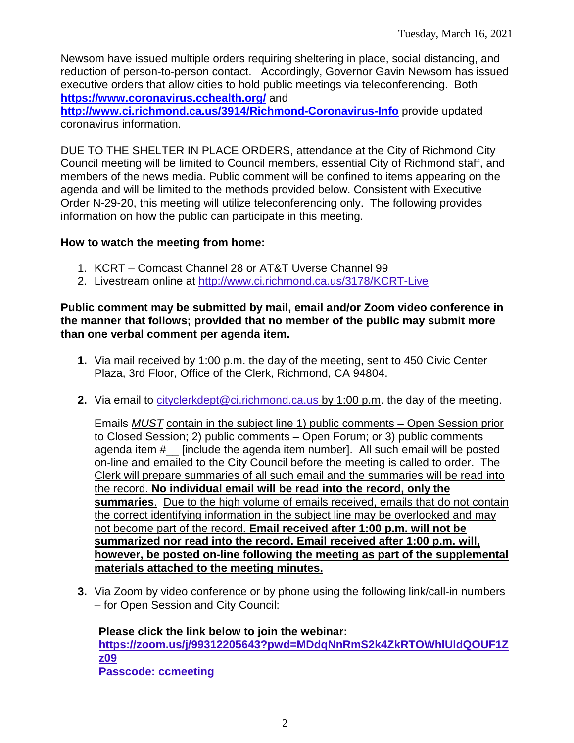Newsom have issued multiple orders requiring sheltering in place, social distancing, and reduction of person-to-person contact. Accordingly, Governor Gavin Newsom has issued executive orders that allow cities to hold public meetings via teleconferencing. Both **https://www.coronavirus.cchealth.org/** and **http://www.ci.richmond.ca.us/3914/Richmond-Coronavirus-Info** provide updated coronavirus information.

DUE TO THE SHELTER IN PLACE ORDERS, attendance at the City of Richmond City Council meeting will be limited to Council members, essential City of Richmond staff, and members of the news media. Public comment will be confined to items appearing on the agenda and will be limited to the methods provided below. Consistent with Executive Order N-29-20, this meeting will utilize teleconferencing only. The following provides information on how the public can participate in this meeting.

**How to watch the meeting from home:**

1. KCRT – Comcast Channel 28 or AT&T Uverse Channel 99
2. Livestream online at http://www.ci.richmond.ca.us/3178/KCRT-Live

**Public comment may be submitted by mail, email and/or Zoom video conference in the manner that follows; provided that no member of the public may submit more than one verbal comment per agenda item.**

1. Via mail received by 1:00 p.m. the day of the meeting, sent to 450 Civic Center Plaza, 3rd Floor, Office of the Clerk, Richmond, CA 94804.

2. Via email to cityclerkdept@ci.richmond.ca.us by 1:00 p.m. the day of the meeting.

   Emails *MUST* contain in the subject line 1) public comments – Open Session prior to Closed Session; 2) public comments – Open Forum; or 3) public comments agenda item #__ [include the agenda item number]. All such email will be posted on-line and emailed to the City Council before the meeting is called to order. The Clerk will prepare summaries of all such email and the summaries will be read into the record. **No individual email will be read into the record, only the summaries**. Due to the high volume of emails received, emails that do not contain the correct identifying information in the subject line may be overlooked and may not become part of the record. **Email received after 1:00 p.m. will not be summarized nor read into the record. Email received after 1:00 p.m. will, however, be posted on-line following the meeting as part of the supplemental materials attached to the meeting minutes.**

3. Via Zoom by video conference or by phone using the following link/call-in numbers – for Open Session and City Council:

   **Please click the link below to join the webinar:**
   **https://zoom.us/j/99312205643?pwd=MDdqNnRmS2k4ZkRTOWhlUldQOUF1Zz09**
   **Passcode: ccmeeting**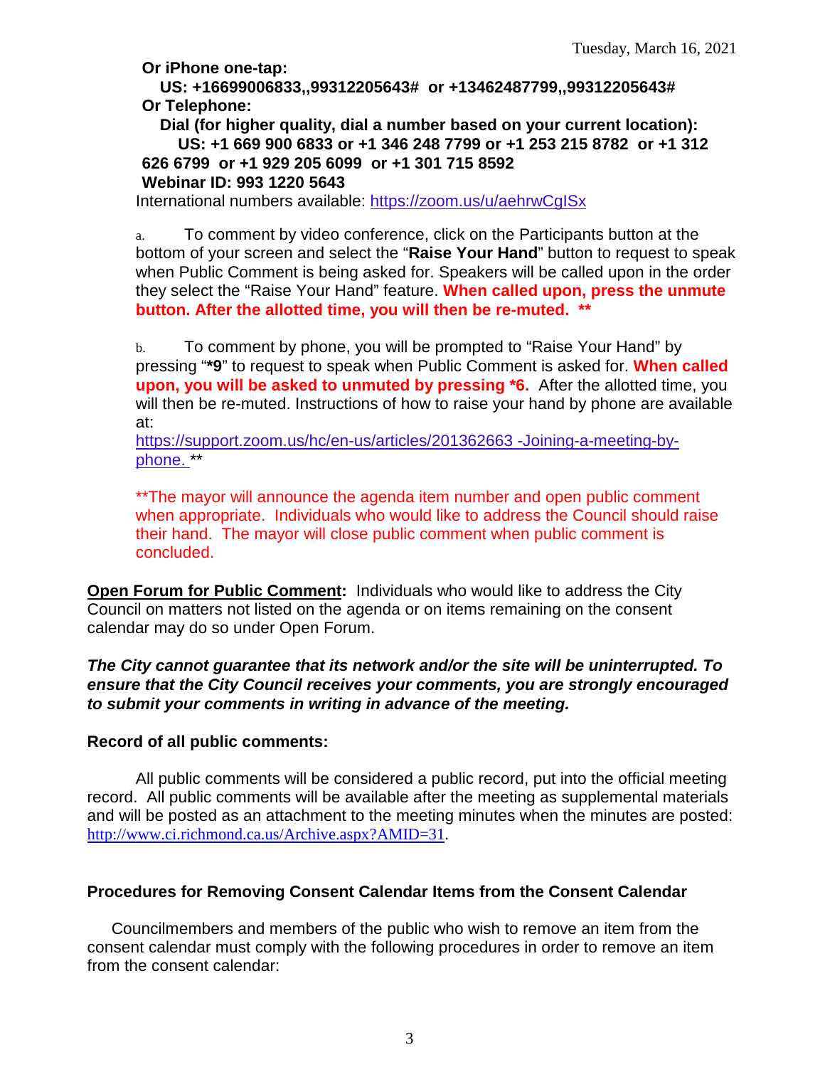**Or iPhone one-tap:**

**US: +16699006833,,99312205643# or +13462487799,,99312205643#**

**Or Telephone:**

**Dial (for higher quality, dial a number based on your current location):**

**US: +1 669 900 6833 or +1 346 248 7799 or +1 253 215 8782 or +1 312 626 6799 or +1 929 205 6099 or +1 301 715 8592**

**Webinar ID: 993 1220 5643**

International numbers available: https://zoom.us/u/aehrwCgISx

a. To comment by video conference, click on the Participants button at the bottom of your screen and select the "**Raise Your Hand**" button to request to speak when Public Comment is being asked for. Speakers will be called upon in the order they select the "Raise Your Hand" feature. **When called upon, press the unmute button. After the allotted time, you will then be re-muted. \*\***

b. To comment by phone, you will be prompted to "Raise Your Hand" by pressing "**\*9**" to request to speak when Public Comment is asked for. **When called upon, you will be asked to unmuted by pressing \*6.** After the allotted time, you will then be re-muted. Instructions of how to raise your hand by phone are available at:
https://support.zoom.us/hc/en-us/articles/201362663 -Joining-a-meeting-by-phone. \*\*

\*\*The mayor will announce the agenda item number and open public comment when appropriate. Individuals who would like to address the Council should raise their hand. The mayor will close public comment when public comment is concluded.

**Open Forum for Public Comment:** Individuals who would like to address the City Council on matters not listed on the agenda or on items remaining on the consent calendar may do so under Open Forum.

***The City cannot guarantee that its network and/or the site will be uninterrupted. To ensure that the City Council receives your comments, you are strongly encouraged to submit your comments in writing in advance of the meeting.***

**Record of all public comments:**

All public comments will be considered a public record, put into the official meeting record. All public comments will be available after the meeting as supplemental materials and will be posted as an attachment to the meeting minutes when the minutes are posted: http://www.ci.richmond.ca.us/Archive.aspx?AMID=31.

**Procedures for Removing Consent Calendar Items from the Consent Calendar**

Councilmembers and members of the public who wish to remove an item from the consent calendar must comply with the following procedures in order to remove an item from the consent calendar: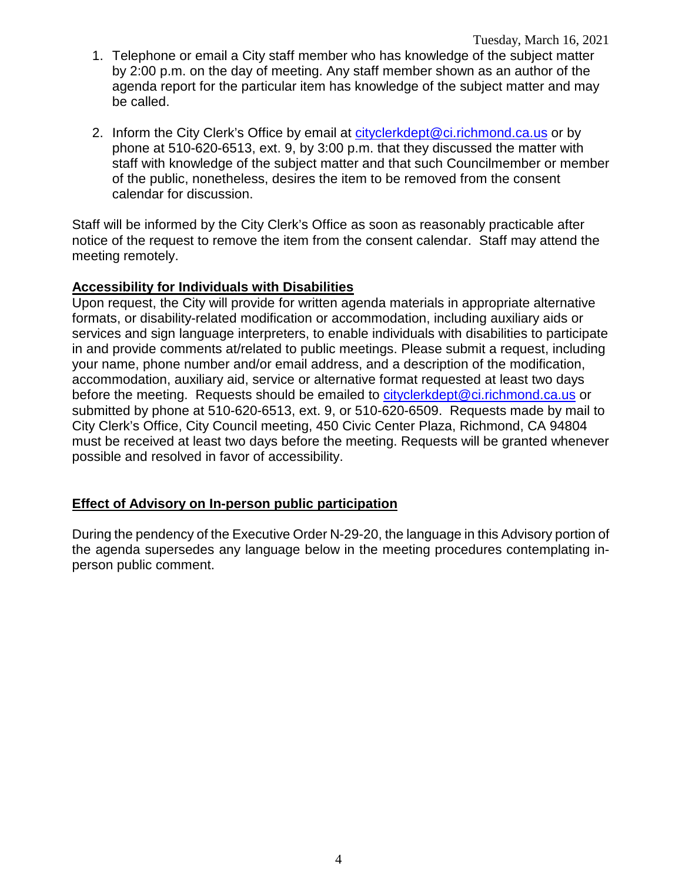1. Telephone or email a City staff member who has knowledge of the subject matter by 2:00 p.m. on the day of meeting. Any staff member shown as an author of the agenda report for the particular item has knowledge of the subject matter and may be called.

2. Inform the City Clerk's Office by email at cityclerkdept@ci.richmond.ca.us or by phone at 510-620-6513, ext. 9, by 3:00 p.m. that they discussed the matter with staff with knowledge of the subject matter and that such Councilmember or member of the public, nonetheless, desires the item to be removed from the consent calendar for discussion.

Staff will be informed by the City Clerk's Office as soon as reasonably practicable after notice of the request to remove the item from the consent calendar. Staff may attend the meeting remotely.

**Accessibility for Individuals with Disabilities**

Upon request, the City will provide for written agenda materials in appropriate alternative formats, or disability-related modification or accommodation, including auxiliary aids or services and sign language interpreters, to enable individuals with disabilities to participate in and provide comments at/related to public meetings. Please submit a request, including your name, phone number and/or email address, and a description of the modification, accommodation, auxiliary aid, service or alternative format requested at least two days before the meeting. Requests should be emailed to cityclerkdept@ci.richmond.ca.us or submitted by phone at 510-620-6513, ext. 9, or 510-620-6509. Requests made by mail to City Clerk's Office, City Council meeting, 450 Civic Center Plaza, Richmond, CA 94804 must be received at least two days before the meeting. Requests will be granted whenever possible and resolved in favor of accessibility.

**Effect of Advisory on In-person public participation**

During the pendency of the Executive Order N-29-20, the language in this Advisory portion of the agenda supersedes any language below in the meeting procedures contemplating in-person public comment.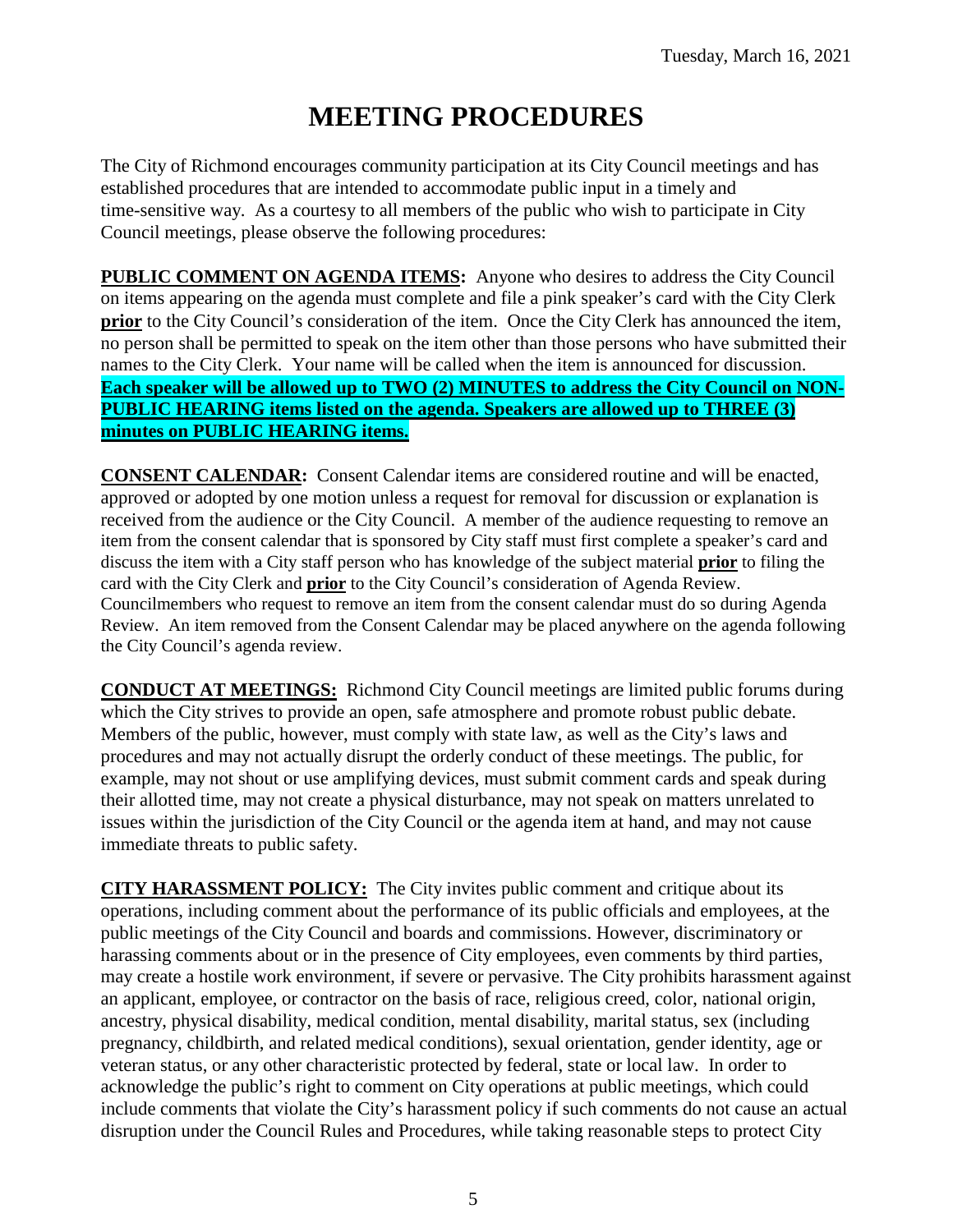# MEETING PROCEDURES

The City of Richmond encourages community participation at its City Council meetings and has established procedures that are intended to accommodate public input in a timely and time-sensitive way. As a courtesy to all members of the public who wish to participate in City Council meetings, please observe the following procedures:

**PUBLIC COMMENT ON AGENDA ITEMS:** Anyone who desires to address the City Council on items appearing on the agenda must complete and file a pink speaker's card with the City Clerk **prior** to the City Council's consideration of the item. Once the City Clerk has announced the item, no person shall be permitted to speak on the item other than those persons who have submitted their names to the City Clerk. Your name will be called when the item is announced for discussion. **Each speaker will be allowed up to TWO (2) MINUTES to address the City Council on NON-PUBLIC HEARING items listed on the agenda. Speakers are allowed up to THREE (3) minutes on PUBLIC HEARING items.**

**CONSENT CALENDAR:** Consent Calendar items are considered routine and will be enacted, approved or adopted by one motion unless a request for removal for discussion or explanation is received from the audience or the City Council. A member of the audience requesting to remove an item from the consent calendar that is sponsored by City staff must first complete a speaker's card and discuss the item with a City staff person who has knowledge of the subject material **prior** to filing the card with the City Clerk and **prior** to the City Council's consideration of Agenda Review. Councilmembers who request to remove an item from the consent calendar must do so during Agenda Review. An item removed from the Consent Calendar may be placed anywhere on the agenda following the City Council's agenda review.

**CONDUCT AT MEETINGS:** Richmond City Council meetings are limited public forums during which the City strives to provide an open, safe atmosphere and promote robust public debate. Members of the public, however, must comply with state law, as well as the City's laws and procedures and may not actually disrupt the orderly conduct of these meetings. The public, for example, may not shout or use amplifying devices, must submit comment cards and speak during their allotted time, may not create a physical disturbance, may not speak on matters unrelated to issues within the jurisdiction of the City Council or the agenda item at hand, and may not cause immediate threats to public safety.

**CITY HARASSMENT POLICY:** The City invites public comment and critique about its operations, including comment about the performance of its public officials and employees, at the public meetings of the City Council and boards and commissions. However, discriminatory or harassing comments about or in the presence of City employees, even comments by third parties, may create a hostile work environment, if severe or pervasive. The City prohibits harassment against an applicant, employee, or contractor on the basis of race, religious creed, color, national origin, ancestry, physical disability, medical condition, mental disability, marital status, sex (including pregnancy, childbirth, and related medical conditions), sexual orientation, gender identity, age or veteran status, or any other characteristic protected by federal, state or local law. In order to acknowledge the public's right to comment on City operations at public meetings, which could include comments that violate the City's harassment policy if such comments do not cause an actual disruption under the Council Rules and Procedures, while taking reasonable steps to protect City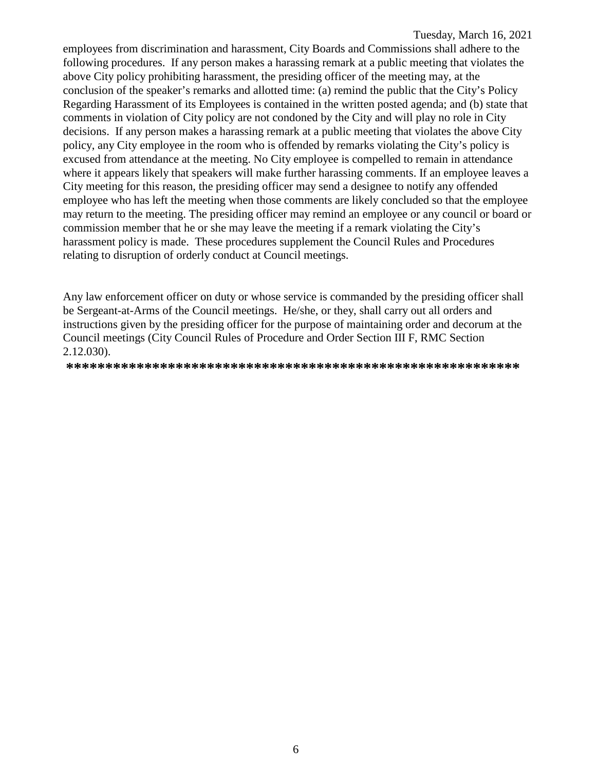employees from discrimination and harassment, City Boards and Commissions shall adhere to the following procedures. If any person makes a harassing remark at a public meeting that violates the above City policy prohibiting harassment, the presiding officer of the meeting may, at the conclusion of the speaker's remarks and allotted time: (a) remind the public that the City's Policy Regarding Harassment of its Employees is contained in the written posted agenda; and (b) state that comments in violation of City policy are not condoned by the City and will play no role in City decisions. If any person makes a harassing remark at a public meeting that violates the above City policy, any City employee in the room who is offended by remarks violating the City's policy is excused from attendance at the meeting. No City employee is compelled to remain in attendance where it appears likely that speakers will make further harassing comments. If an employee leaves a City meeting for this reason, the presiding officer may send a designee to notify any offended employee who has left the meeting when those comments are likely concluded so that the employee may return to the meeting. The presiding officer may remind an employee or any council or board or commission member that he or she may leave the meeting if a remark violating the City's harassment policy is made. These procedures supplement the Council Rules and Procedures relating to disruption of orderly conduct at Council meetings.

Any law enforcement officer on duty or whose service is commanded by the presiding officer shall be Sergeant-at-Arms of the Council meetings. He/she, or they, shall carry out all orders and instructions given by the presiding officer for the purpose of maintaining order and decorum at the Council meetings (City Council Rules of Procedure and Order Section III F, RMC Section 2.12.030).

**********************************************************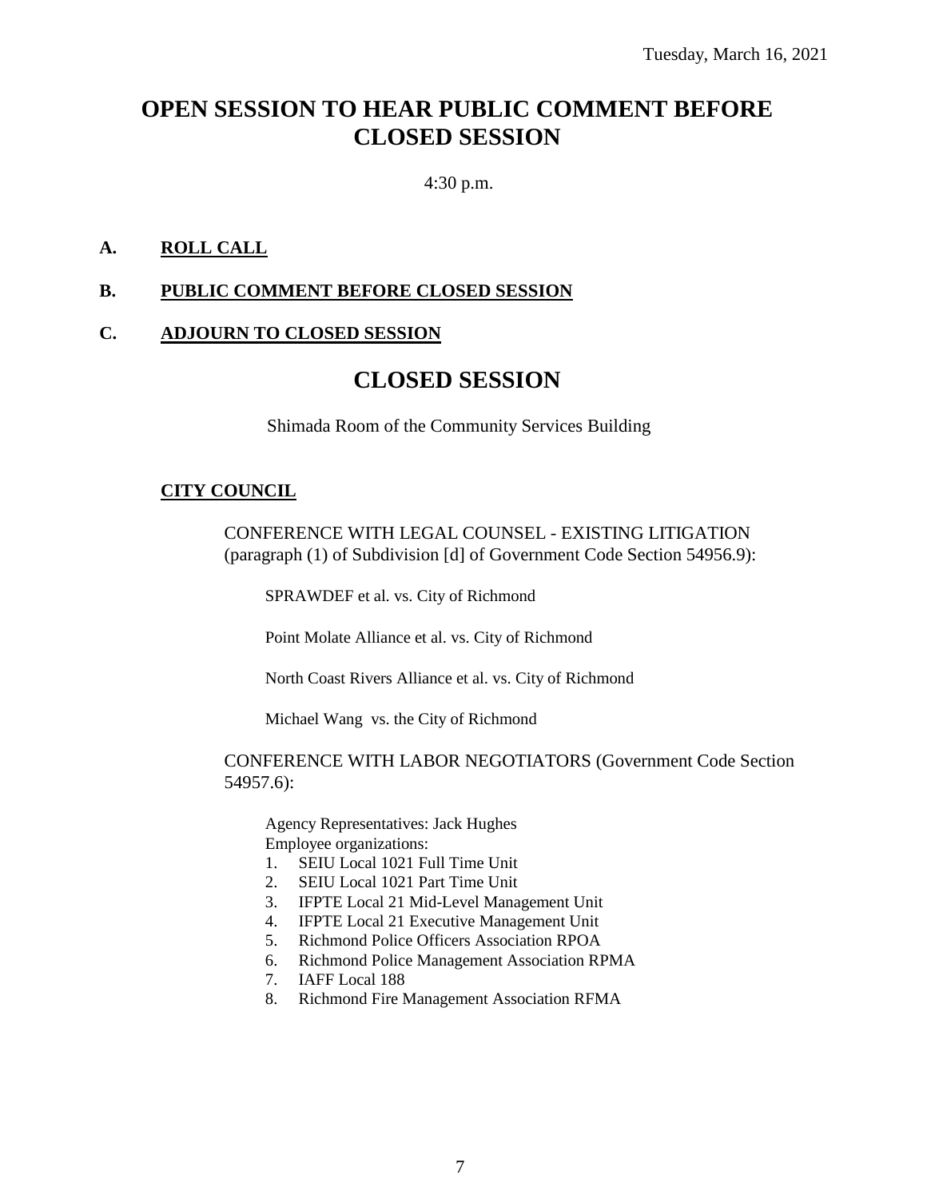# OPEN SESSION TO HEAR PUBLIC COMMENT BEFORE CLOSED SESSION

4:30 p.m.

**A. ROLL CALL**

**B. PUBLIC COMMENT BEFORE CLOSED SESSION**

**C. ADJOURN TO CLOSED SESSION**

# CLOSED SESSION

Shimada Room of the Community Services Building

**CITY COUNCIL**

CONFERENCE WITH LEGAL COUNSEL - EXISTING LITIGATION (paragraph (1) of Subdivision [d] of Government Code Section 54956.9):

SPRAWDEF et al. vs. City of Richmond

Point Molate Alliance et al. vs. City of Richmond

North Coast Rivers Alliance et al. vs. City of Richmond

Michael Wang vs. the City of Richmond

CONFERENCE WITH LABOR NEGOTIATORS (Government Code Section 54957.6):

Agency Representatives: Jack Hughes
Employee organizations:

1. SEIU Local 1021 Full Time Unit
2. SEIU Local 1021 Part Time Unit
3. IFPTE Local 21 Mid-Level Management Unit
4. IFPTE Local 21 Executive Management Unit
5. Richmond Police Officers Association RPOA
6. Richmond Police Management Association RPMA
7. IAFF Local 188
8. Richmond Fire Management Association RFMA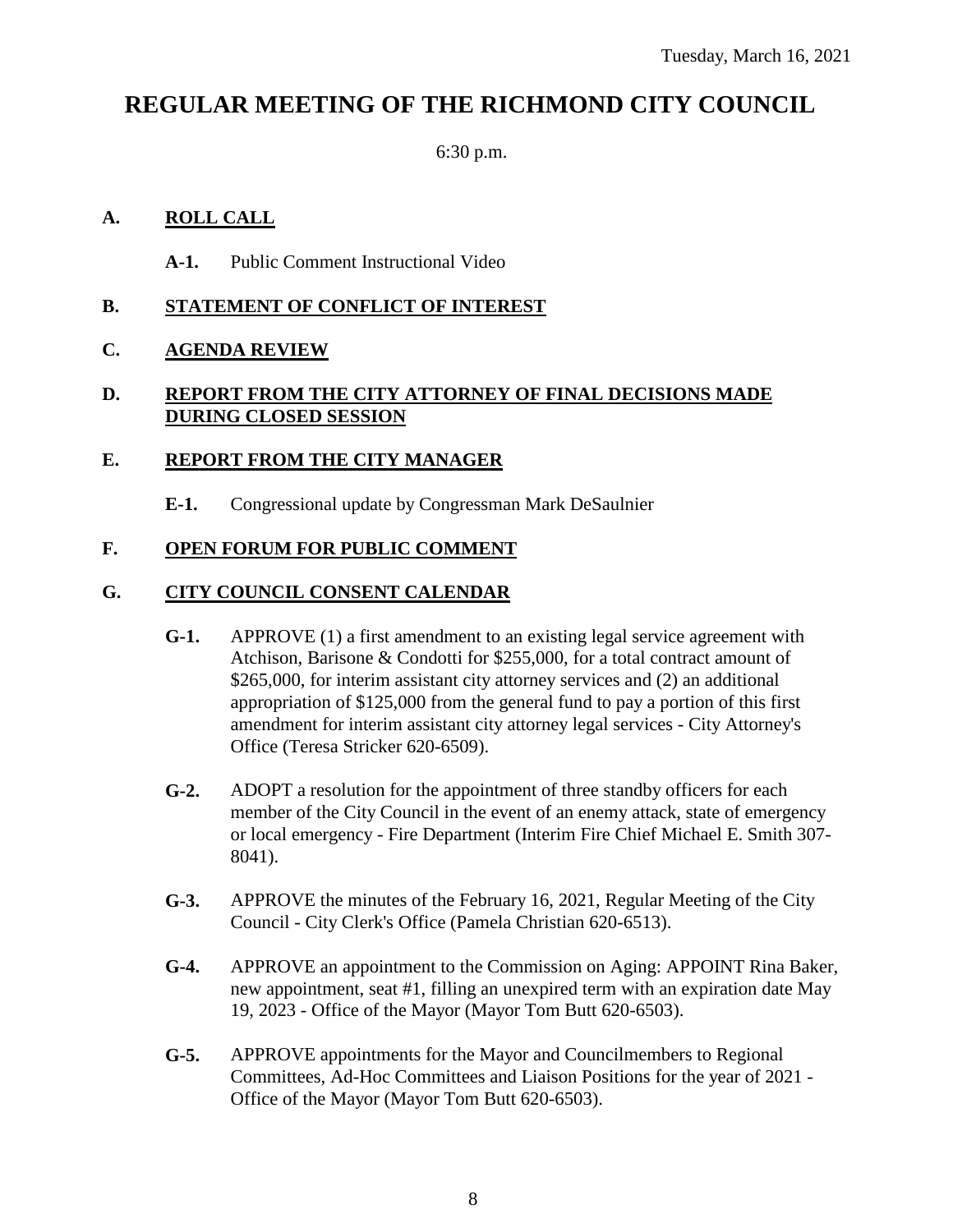Tuesday, March 16, 2021

# REGULAR MEETING OF THE RICHMOND CITY COUNCIL

6:30 p.m.

## A. ROLL CALL

**A-1.** Public Comment Instructional Video

## B. STATEMENT OF CONFLICT OF INTEREST

## C. AGENDA REVIEW

## D. REPORT FROM THE CITY ATTORNEY OF FINAL DECISIONS MADE DURING CLOSED SESSION

## E. REPORT FROM THE CITY MANAGER

**E-1.** Congressional update by Congressman Mark DeSaulnier

## F. OPEN FORUM FOR PUBLIC COMMENT

## G. CITY COUNCIL CONSENT CALENDAR

**G-1.** APPROVE (1) a first amendment to an existing legal service agreement with Atchison, Barisone & Condotti for $255,000, for a total contract amount of $265,000, for interim assistant city attorney services and (2) an additional appropriation of $125,000 from the general fund to pay a portion of this first amendment for interim assistant city attorney legal services - City Attorney's Office (Teresa Stricker 620-6509).

**G-2.** ADOPT a resolution for the appointment of three standby officers for each member of the City Council in the event of an enemy attack, state of emergency or local emergency - Fire Department (Interim Fire Chief Michael E. Smith 307-8041).

**G-3.** APPROVE the minutes of the February 16, 2021, Regular Meeting of the City Council - City Clerk's Office (Pamela Christian 620-6513).

**G-4.** APPROVE an appointment to the Commission on Aging: APPOINT Rina Baker, new appointment, seat #1, filling an unexpired term with an expiration date May 19, 2023 - Office of the Mayor (Mayor Tom Butt 620-6503).

**G-5.** APPROVE appointments for the Mayor and Councilmembers to Regional Committees, Ad-Hoc Committees and Liaison Positions for the year of 2021 - Office of the Mayor (Mayor Tom Butt 620-6503).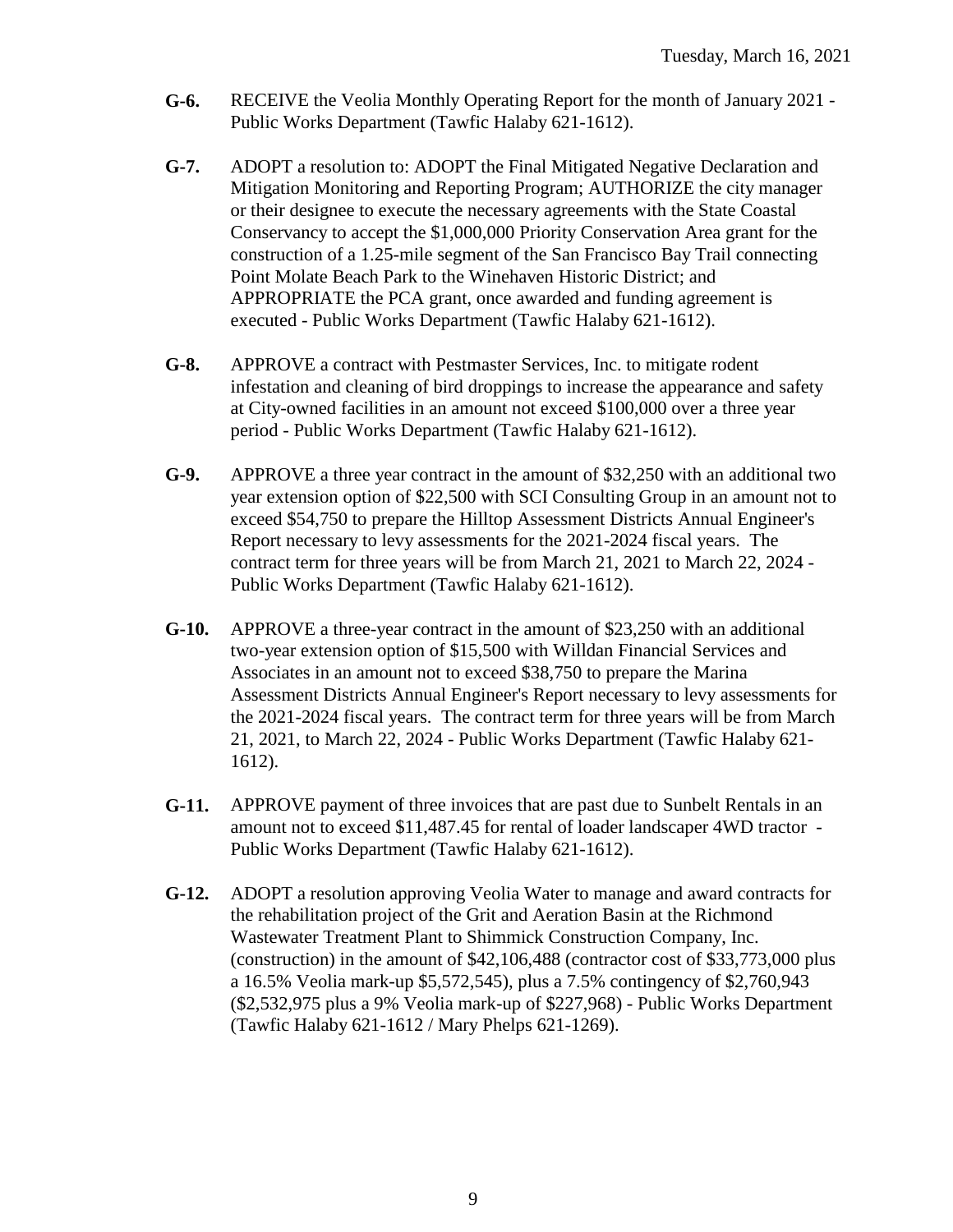**G-6.** RECEIVE the Veolia Monthly Operating Report for the month of January 2021 - Public Works Department (Tawfic Halaby 621-1612).

**G-7.** ADOPT a resolution to: ADOPT the Final Mitigated Negative Declaration and Mitigation Monitoring and Reporting Program; AUTHORIZE the city manager or their designee to execute the necessary agreements with the State Coastal Conservancy to accept the $1,000,000 Priority Conservation Area grant for the construction of a 1.25-mile segment of the San Francisco Bay Trail connecting Point Molate Beach Park to the Winehaven Historic District; and APPROPRIATE the PCA grant, once awarded and funding agreement is executed - Public Works Department (Tawfic Halaby 621-1612).

**G-8.** APPROVE a contract with Pestmaster Services, Inc. to mitigate rodent infestation and cleaning of bird droppings to increase the appearance and safety at City-owned facilities in an amount not exceed $100,000 over a three year period - Public Works Department (Tawfic Halaby 621-1612).

**G-9.** APPROVE a three year contract in the amount of $32,250 with an additional two year extension option of $22,500 with SCI Consulting Group in an amount not to exceed $54,750 to prepare the Hilltop Assessment Districts Annual Engineer's Report necessary to levy assessments for the 2021-2024 fiscal years. The contract term for three years will be from March 21, 2021 to March 22, 2024 - Public Works Department (Tawfic Halaby 621-1612).

**G-10.** APPROVE a three-year contract in the amount of $23,250 with an additional two-year extension option of $15,500 with Willdan Financial Services and Associates in an amount not to exceed $38,750 to prepare the Marina Assessment Districts Annual Engineer's Report necessary to levy assessments for the 2021-2024 fiscal years. The contract term for three years will be from March 21, 2021, to March 22, 2024 - Public Works Department (Tawfic Halaby 621-1612).

**G-11.** APPROVE payment of three invoices that are past due to Sunbelt Rentals in an amount not to exceed $11,487.45 for rental of loader landscaper 4WD tractor - Public Works Department (Tawfic Halaby 621-1612).

**G-12.** ADOPT a resolution approving Veolia Water to manage and award contracts for the rehabilitation project of the Grit and Aeration Basin at the Richmond Wastewater Treatment Plant to Shimmick Construction Company, Inc. (construction) in the amount of $42,106,488 (contractor cost of $33,773,000 plus a 16.5% Veolia mark-up $5,572,545), plus a 7.5% contingency of $2,760,943 ($2,532,975 plus a 9% Veolia mark-up of $227,968) - Public Works Department (Tawfic Halaby 621-1612 / Mary Phelps 621-1269).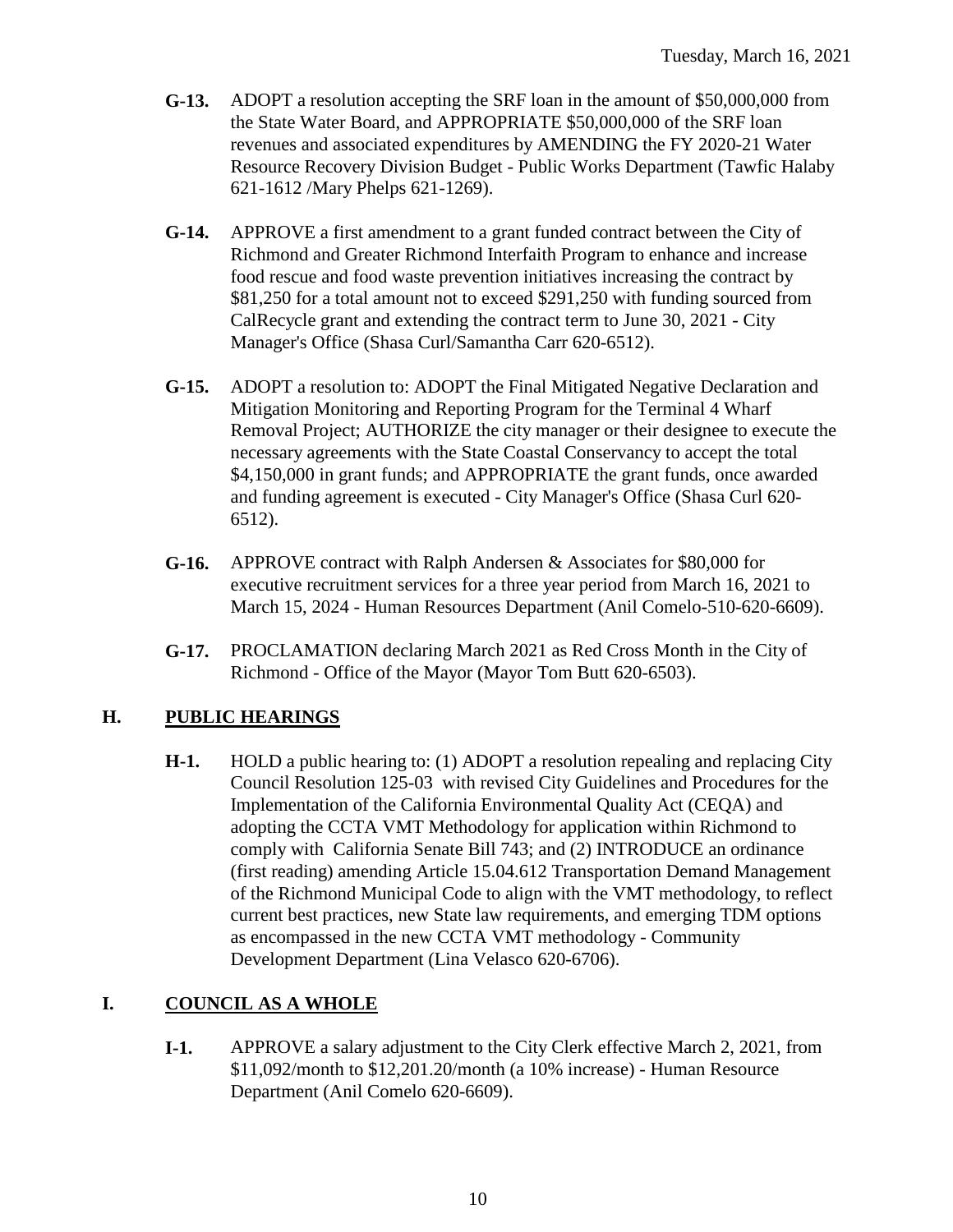- **G-13.** ADOPT a resolution accepting the SRF loan in the amount of $50,000,000 from the State Water Board, and APPROPRIATE $50,000,000 of the SRF loan revenues and associated expenditures by AMENDING the FY 2020-21 Water Resource Recovery Division Budget - Public Works Department (Tawfic Halaby 621-1612 /Mary Phelps 621-1269).

- **G-14.** APPROVE a first amendment to a grant funded contract between the City of Richmond and Greater Richmond Interfaith Program to enhance and increase food rescue and food waste prevention initiatives increasing the contract by $81,250 for a total amount not to exceed $291,250 with funding sourced from CalRecycle grant and extending the contract term to June 30, 2021 - City Manager's Office (Shasa Curl/Samantha Carr 620-6512).

- **G-15.** ADOPT a resolution to: ADOPT the Final Mitigated Negative Declaration and Mitigation Monitoring and Reporting Program for the Terminal 4 Wharf Removal Project; AUTHORIZE the city manager or their designee to execute the necessary agreements with the State Coastal Conservancy to accept the total $4,150,000 in grant funds; and APPROPRIATE the grant funds, once awarded and funding agreement is executed - City Manager's Office (Shasa Curl 620-6512).

- **G-16.** APPROVE contract with Ralph Andersen & Associates for $80,000 for executive recruitment services for a three year period from March 16, 2021 to March 15, 2024 - Human Resources Department (Anil Comelo-510-620-6609).

- **G-17.** PROCLAMATION declaring March 2021 as Red Cross Month in the City of Richmond - Office of the Mayor (Mayor Tom Butt 620-6503).

## H. PUBLIC HEARINGS

- **H-1.** HOLD a public hearing to: (1) ADOPT a resolution repealing and replacing City Council Resolution 125-03 with revised City Guidelines and Procedures for the Implementation of the California Environmental Quality Act (CEQA) and adopting the CCTA VMT Methodology for application within Richmond to comply with California Senate Bill 743; and (2) INTRODUCE an ordinance (first reading) amending Article 15.04.612 Transportation Demand Management of the Richmond Municipal Code to align with the VMT methodology, to reflect current best practices, new State law requirements, and emerging TDM options as encompassed in the new CCTA VMT methodology - Community Development Department (Lina Velasco 620-6706).

## I. COUNCIL AS A WHOLE

- **I-1.** APPROVE a salary adjustment to the City Clerk effective March 2, 2021, from $11,092/month to $12,201.20/month (a 10% increase) - Human Resource Department (Anil Comelo 620-6609).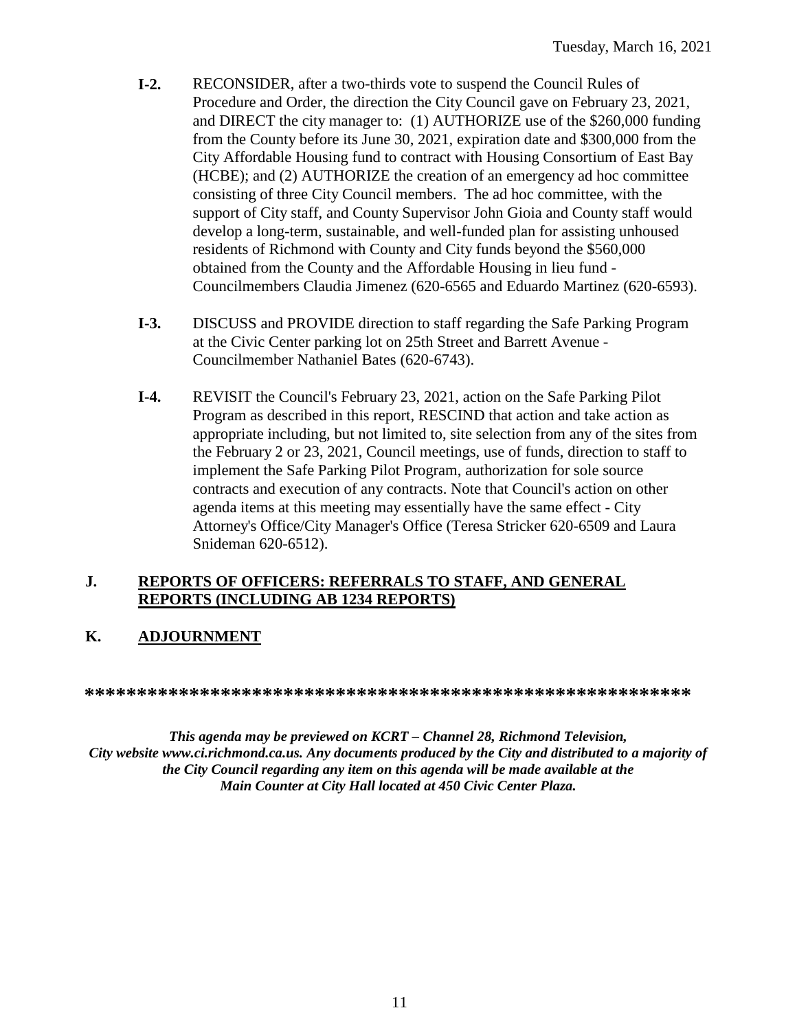**I-2.** RECONSIDER, after a two-thirds vote to suspend the Council Rules of Procedure and Order, the direction the City Council gave on February 23, 2021, and DIRECT the city manager to: (1) AUTHORIZE use of the $260,000 funding from the County before its June 30, 2021, expiration date and $300,000 from the City Affordable Housing fund to contract with Housing Consortium of East Bay (HCBE); and (2) AUTHORIZE the creation of an emergency ad hoc committee consisting of three City Council members. The ad hoc committee, with the support of City staff, and County Supervisor John Gioia and County staff would develop a long-term, sustainable, and well-funded plan for assisting unhoused residents of Richmond with County and City funds beyond the $560,000 obtained from the County and the Affordable Housing in lieu fund - Councilmembers Claudia Jimenez (620-6565 and Eduardo Martinez (620-6593).

**I-3.** DISCUSS and PROVIDE direction to staff regarding the Safe Parking Program at the Civic Center parking lot on 25th Street and Barrett Avenue - Councilmember Nathaniel Bates (620-6743).

**I-4.** REVISIT the Council's February 23, 2021, action on the Safe Parking Pilot Program as described in this report, RESCIND that action and take action as appropriate including, but not limited to, site selection from any of the sites from the February 2 or 23, 2021, Council meetings, use of funds, direction to staff to implement the Safe Parking Pilot Program, authorization for sole source contracts and execution of any contracts. Note that Council's action on other agenda items at this meeting may essentially have the same effect - City Attorney's Office/City Manager's Office (Teresa Stricker 620-6509 and Laura Snideman 620-6512).

## J. REPORTS OF OFFICERS: REFERRALS TO STAFF, AND GENERAL REPORTS (INCLUDING AB 1234 REPORTS)

## K. ADJOURNMENT

**\*\*\*\*\*\*\*\*\*\*\*\*\*\*\*\*\*\*\*\*\*\*\*\*\*\*\*\*\*\*\*\*\*\*\*\*\*\*\*\*\*\*\*\*\*\*\*\*\*\*\*\*\*\*\*\*\*\*\*\***

***This agenda may be previewed on KCRT – Channel 28, Richmond Television, City website www.ci.richmond.ca.us. Any documents produced by the City and distributed to a majority of the City Council regarding any item on this agenda will be made available at the Main Counter at City Hall located at 450 Civic Center Plaza.***